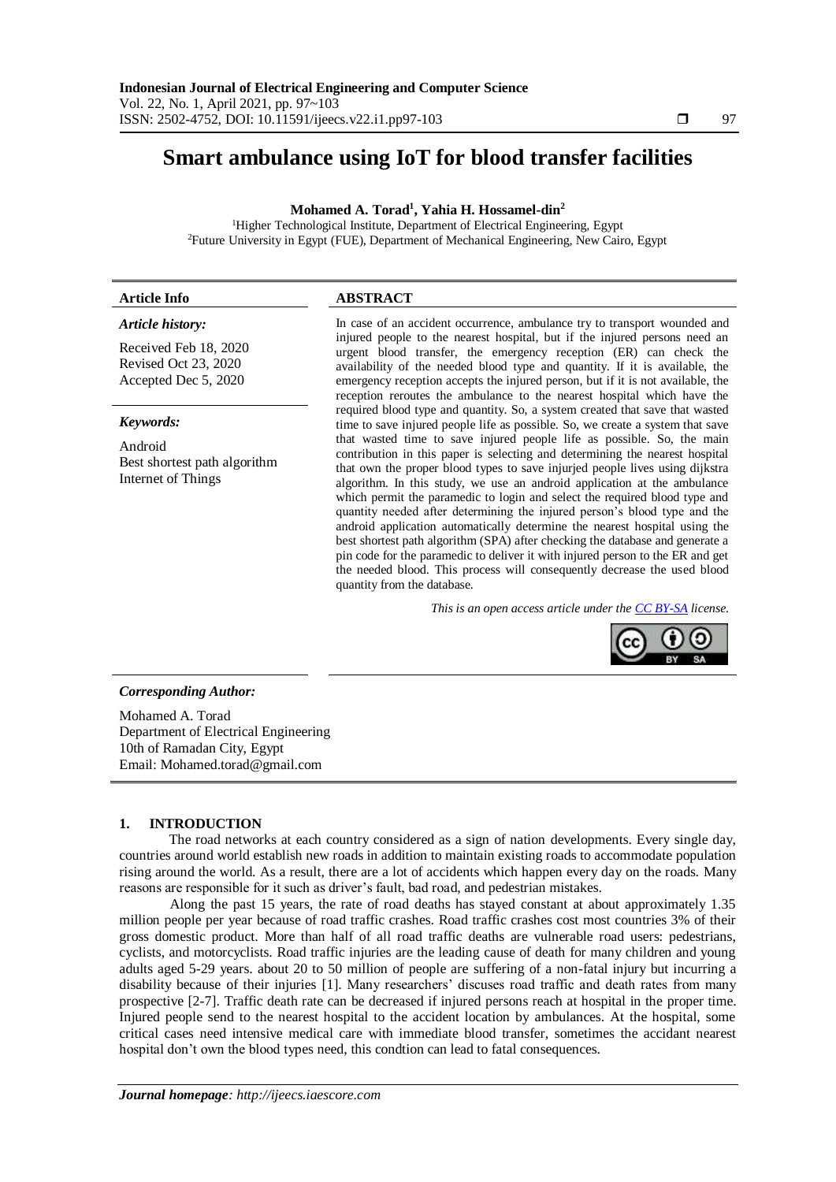# Smart ambulance using IoT for blood transfer facilities

**Mohamed A. Torad[1], Yahia H. Hossamel-din[2]**

[1]Higher Technological Institute, Department of Electrical Engineering, Egypt
[2]Future University in Egypt (FUE), Department of Mechanical Engineering, New Cairo, Egypt

### Article Info

***Article history:***

Received Feb 18, 2020
Revised Oct 23, 2020
Accepted Dec 5, 2020

***Keywords:***

Android
Best shortest path algorithm
Internet of Things

### ABSTRACT

In case of an accident occurrence, ambulance try to transport wounded and injured people to the nearest hospital, but if the injured persons need an urgent blood transfer, the emergency reception (ER) can check the availability of the needed blood type and quantity. If it is available, the emergency reception accepts the injured person, but if it is not available, the reception reroutes the ambulance to the nearest hospital which have the required blood type and quantity. So, a system created that save that wasted time to save injured people life as possible. So, we create a system that save that wasted time to save injured people life as possible. So, the main contribution in this paper is selecting and determining the nearest hospital that own the proper blood types to save injurjed people lives using dijkstra algorithm. In this study, we use an android application at the ambulance which permit the paramedic to login and select the required blood type and quantity needed after determining the injured person's blood type and the android application automatically determine the nearest hospital using the best shortest path algorithm (SPA) after checking the database and generate a pin code for the paramedic to deliver it with injured person to the ER and get the needed blood. This process will consequently decrease the used blood quantity from the database.

*This is an open access article under the CC BY-SA license.*

***Corresponding Author:***

Mohamed A. Torad
Department of Electrical Engineering
10th of Ramadan City, Egypt
Email: Mohamed.torad@gmail.com

## 1. INTRODUCTION

The road networks at each country considered as a sign of nation developments. Every single day, countries around world establish new roads in addition to maintain existing roads to accommodate population rising around the world. As a result, there are a lot of accidents which happen every day on the roads. Many reasons are responsible for it such as driver's fault, bad road, and pedestrian mistakes.

Along the past 15 years, the rate of road deaths has stayed constant at about approximately 1.35 million people per year because of road traffic crashes. Road traffic crashes cost most countries 3% of their gross domestic product. More than half of all road traffic deaths are vulnerable road users: pedestrians, cyclists, and motorcyclists. Road traffic injuries are the leading cause of death for many children and young adults aged 5-29 years. about 20 to 50 million of people are suffering of a non-fatal injury but incurring a disability because of their injuries [1]. Many researchers' discuses road traffic and death rates from many prospective [2-7]. Traffic death rate can be decreased if injured persons reach at hospital in the proper time. Injured people send to the nearest hospital to the accident location by ambulances. At the hospital, some critical cases need intensive medical care with immediate blood transfer, sometimes the accidant nearest hospital don't own the blood types need, this condtion can lead to fatal consequences.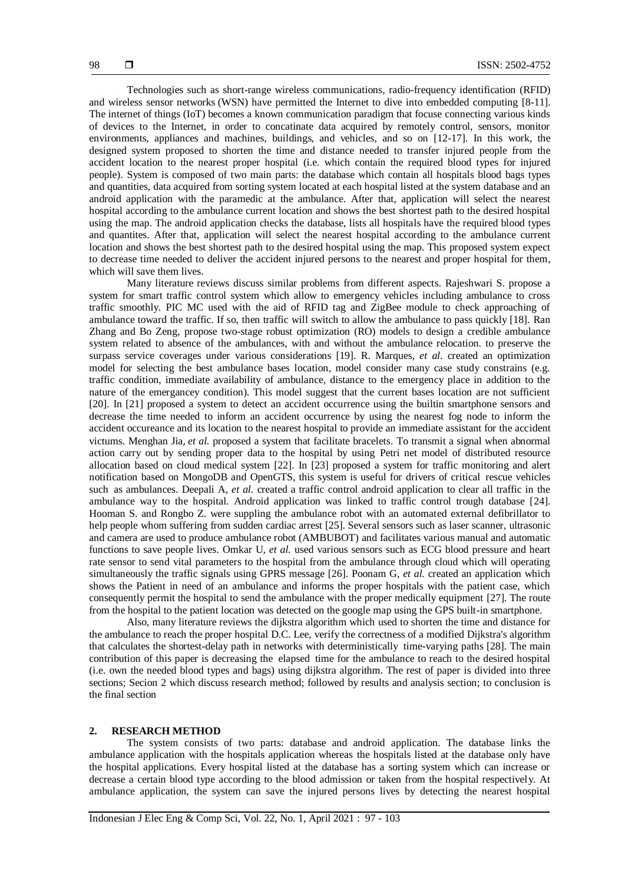Technologies such as short-range wireless communications, radio-frequency identification (RFID) and wireless sensor networks (WSN) have permitted the Internet to dive into embedded computing [8-11]. The internet of things (IoT) becomes a known communication paradigm that focuse connecting various kinds of devices to the Internet, in order to concatinate data acquired by remotely control, sensors, monitor environments, appliances and machines, buildings, and vehicles, and so on [12-17]. In this work, the designed system proposed to shorten the time and distance needed to transfer injured people from the accident location to the nearest proper hospital (i.e. which contain the required blood types for injured people). System is composed of two main parts: the database which contain all hospitals blood bags types and quantities, data acquired from sorting system located at each hospital listed at the system database and an android application with the paramedic at the ambulance. After that, application will select the nearest hospital according to the ambulance current location and shows the best shortest path to the desired hospital using the map. The android application checks the database, lists all hospitals have the required blood types and quantites. After that, application will select the nearest hospital according to the ambulance current location and shows the best shortest path to the desired hospital using the map. This proposed system expect to decrease time needed to deliver the accident injured persons to the nearest and proper hospital for them, which will save them lives.

Many literature reviews discuss similar problems from different aspects. Rajeshwari S. propose a system for smart traffic control system which allow to emergency vehicles including ambulance to cross traffic smoothly. PIC MC used with the aid of RFID tag and ZigBee module to check approaching of ambulance toward the traffic. If so, then traffic will switch to allow the ambulance to pass quickly [18]. Ran Zhang and Bo Zeng, propose two-stage robust optimization (RO) models to design a credible ambulance system related to absence of the ambulances, with and without the ambulance relocation. to preserve the surpass service coverages under various considerations [19]. R. Marques, *et al.* created an optimization model for selecting the best ambulance bases location, model consider many case study constrains (e.g. traffic condition, immediate availability of ambulance, distance to the emergency place in addition to the nature of the emergancey condition). This model suggest that the current bases location are not sufficient [20]. In [21] proposed a system to detect an accident occurrence using the builtin smartphone sensors and decrease the time needed to inform an accident occurrence by using the nearest fog node to inform the accident occureance and its location to the nearest hospital to provide an immediate assistant for the accident victums. Menghan Jia, *et al.* proposed a system that facilitate bracelets. To transmit a signal when abnormal action carry out by sending proper data to the hospital by using Petri net model of distributed resource allocation based on cloud medical system [22]. In [23] proposed a system for traffic monitoring and alert notification based on MongoDB and OpenGTS, this system is useful for drivers of critical rescue vehicles such as ambulances. Deepali A, *et al.* created a traffic control android application to clear all traffic in the ambulance way to the hospital. Android application was linked to traffic control trough database [24]. Hooman S. and Rongbo Z. were suppling the ambulance robot with an automated external defibrillator to help people whom suffering from sudden cardiac arrest [25]. Several sensors such as laser scanner, ultrasonic and camera are used to produce ambulance robot (AMBUBOT) and facilitates various manual and automatic functions to save people lives. Omkar U, *et al.* used various sensors such as ECG blood pressure and heart rate sensor to send vital parameters to the hospital from the ambulance through cloud which will operating simultaneously the traffic signals using GPRS message [26]. Poonam G, *et al.* created an application which shows the Patient in need of an ambulance and informs the proper hospitals with the patient case, which consequently permit the hospital to send the ambulance with the proper medically equipment [27]. The route from the hospital to the patient location was detected on the google map using the GPS built-in smartphone.

Also, many literature reviews the dijkstra algorithm which used to shorten the time and distance for the ambulance to reach the proper hospital D.C. Lee, verify the correctness of a modified Dijkstra's algorithm that calculates the shortest-delay path in networks with deterministically time-varying paths [28]. The main contribution of this paper is decreasing the elapsed time for the ambulance to reach to the desired hospital (i.e. own the needed blood types and bags) using dijkstra algorithm. The rest of paper is divided into three sections; Secion 2 which discuss research method; followed by results and analysis section; to conclusion is the final section

## 2. RESEARCH METHOD

The system consists of two parts: database and android application. The database links the ambulance application with the hospitals application whereas the hospitals listed at the database only have the hospital applications. Every hospital listed at the database has a sorting system which can increase or decrease a certain blood type according to the blood admission or taken from the hospital respectively. At ambulance application, the system can save the injured persons lives by detecting the nearest hospital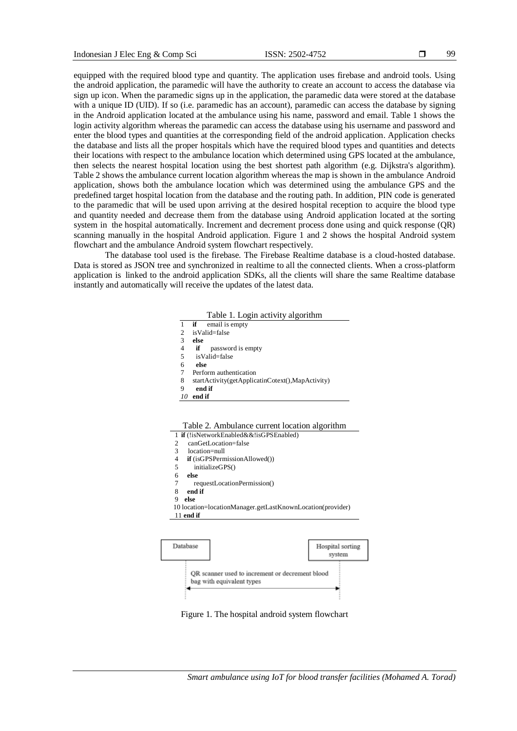equipped with the required blood type and quantity. The application uses firebase and android tools. Using the android application, the paramedic will have the authority to create an account to access the database via sign up icon. When the paramedic signs up in the application, the paramedic data were stored at the database with a unique ID (UID). If so (i.e. paramedic has an account), paramedic can access the database by signing in the Android application located at the ambulance using his name, password and email. Table 1 shows the login activity algorithm whereas the paramedic can access the database using his username and password and enter the blood types and quantities at the corresponding field of the android application. Application checks the database and lists all the proper hospitals which have the required blood types and quantities and detects their locations with respect to the ambulance location which determined using GPS located at the ambulance, then selects the nearest hospital location using the best shortest path algorithm (e.g. Dijkstra's algorithm). Table 2 shows the ambulance current location algorithm whereas the map is shown in the ambulance Android application, shows both the ambulance location which was determined using the ambulance GPS and the predefined target hospital location from the database and the routing path. In addition, PIN code is generated to the paramedic that will be used upon arriving at the desired hospital reception to acquire the blood type and quantity needed and decrease them from the database using Android application located at the sorting system in the hospital automatically. Increment and decrement process done using and quick response (QR) scanning manually in the hospital Android application. Figure 1 and 2 shows the hospital Android system flowchart and the ambulance Android system flowchart respectively.

The database tool used is the firebase. The Firebase Realtime database is a cloud-hosted database. Data is stored as JSON tree and synchronized in realtime to all the connected clients. When a cross-platform application is linked to the android application SDKs, all the clients will share the same Realtime database instantly and automatically will receive the updates of the latest data.

Table 1. Login activity algorithm

```
1   if    email is empty
2   isValid=false
3   else
4     if    password is empty
5     isValid=false
6     else
7   Perform authentication
8   startActivity(getApplicatinCotext(),MapActivity)
9     end if
10  end if
```

Table 2. Ambulance current location algorithm

```
1  if (!isNetworkEnabled&&!isGPSEnabled)
2    canGetLocation=false
3    location=null
4    if (isGPSPermissionAllowed())
5      initializeGPS()
6    else
7      requestLocationPermission()
8    end if
9  else
10 location=locationManager.getLastKnownLocation(provider)
11 end if
```

Database — Hospital sorting system

QR scanner used to increment or decrement blood bag with equivalent types

Figure 1. The hospital android system flowchart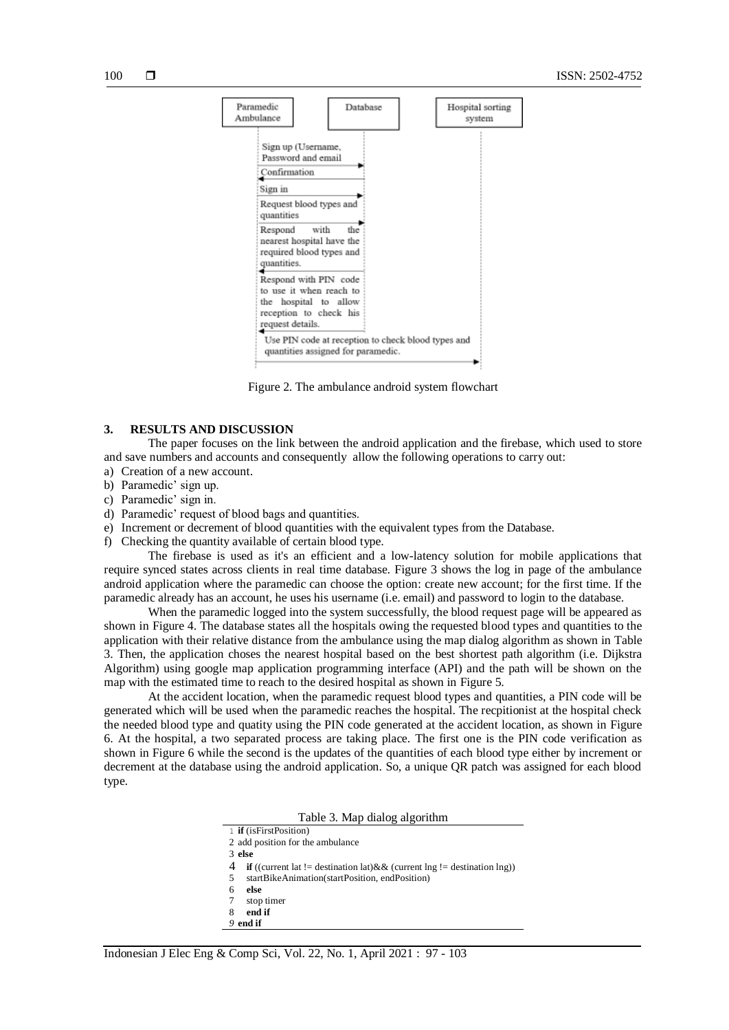Figure 2. The ambulance android system flowchart

## 3. RESULTS AND DISCUSSION

The paper focuses on the link between the android application and the firebase, which used to store and save numbers and accounts and consequently allow the following operations to carry out:

a) Creation of a new account.
b) Paramedic' sign up.
c) Paramedic' sign in.
d) Paramedic' request of blood bags and quantities.
e) Increment or decrement of blood quantities with the equivalent types from the Database.
f) Checking the quantity available of certain blood type.

The firebase is used as it's an efficient and a low-latency solution for mobile applications that require synced states across clients in real time database. Figure 3 shows the log in page of the ambulance android application where the paramedic can choose the option: create new account; for the first time. If the paramedic already has an account, he uses his username (i.e. email) and password to login to the database.

When the paramedic logged into the system successfully, the blood request page will be appeared as shown in Figure 4. The database states all the hospitals owing the requested blood types and quantities to the application with their relative distance from the ambulance using the map dialog algorithm as shown in Table 3. Then, the application choses the nearest hospital based on the best shortest path algorithm (i.e. Dijkstra Algorithm) using google map application programming interface (API) and the path will be shown on the map with the estimated time to reach to the desired hospital as shown in Figure 5.

At the accident location, when the paramedic request blood types and quantities, a PIN code will be generated which will be used when the paramedic reaches the hospital. The recpitionist at the hospital check the needed blood type and quatity using the PIN code generated at the accident location, as shown in Figure 6. At the hospital, a two separated process are taking place. The first one is the PIN code verification as shown in Figure 6 while the second is the updates of the quantities of each blood type either by increment or decrement at the database using the android application. So, a unique QR patch was assigned for each blood type.

Table 3. Map dialog algorithm

```
1 if (isFirstPosition)
2 add position for the ambulance
3 else
4   if ((current lat != destination lat)&& (current lng != destination lng))
5   startBikeAnimation(startPosition, endPosition)
6   else
7   stop timer
8   end if
9 end if
```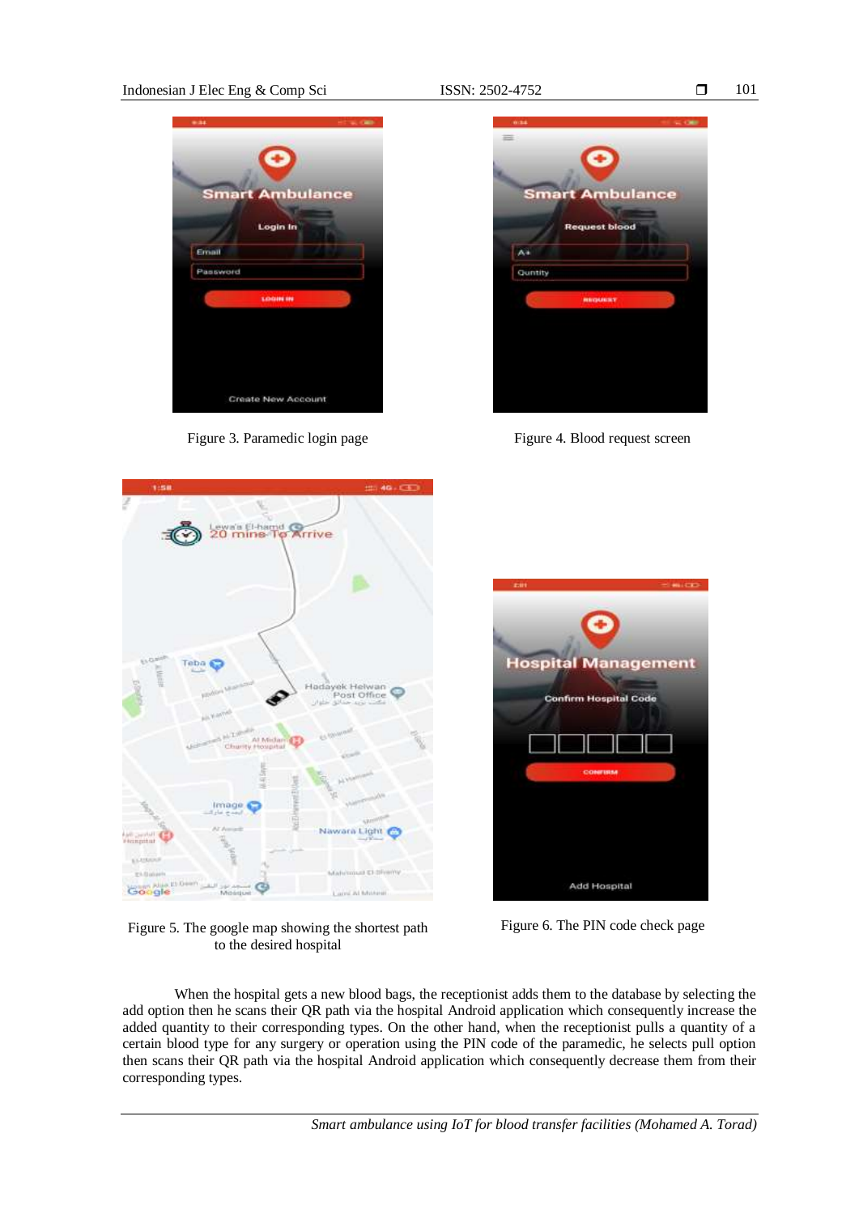Figure 3. Paramedic login page

Figure 4. Blood request screen

Figure 5. The google map showing the shortest path to the desired hospital

Figure 6. The PIN code check page

When the hospital gets a new blood bags, the receptionist adds them to the database by selecting the add option then he scans their QR path via the hospital Android application which consequently increase the added quantity to their corresponding types. On the other hand, when the receptionist pulls a quantity of a certain blood type for any surgery or operation using the PIN code of the paramedic, he selects pull option then scans their QR path via the hospital Android application which consequently decrease them from their corresponding types.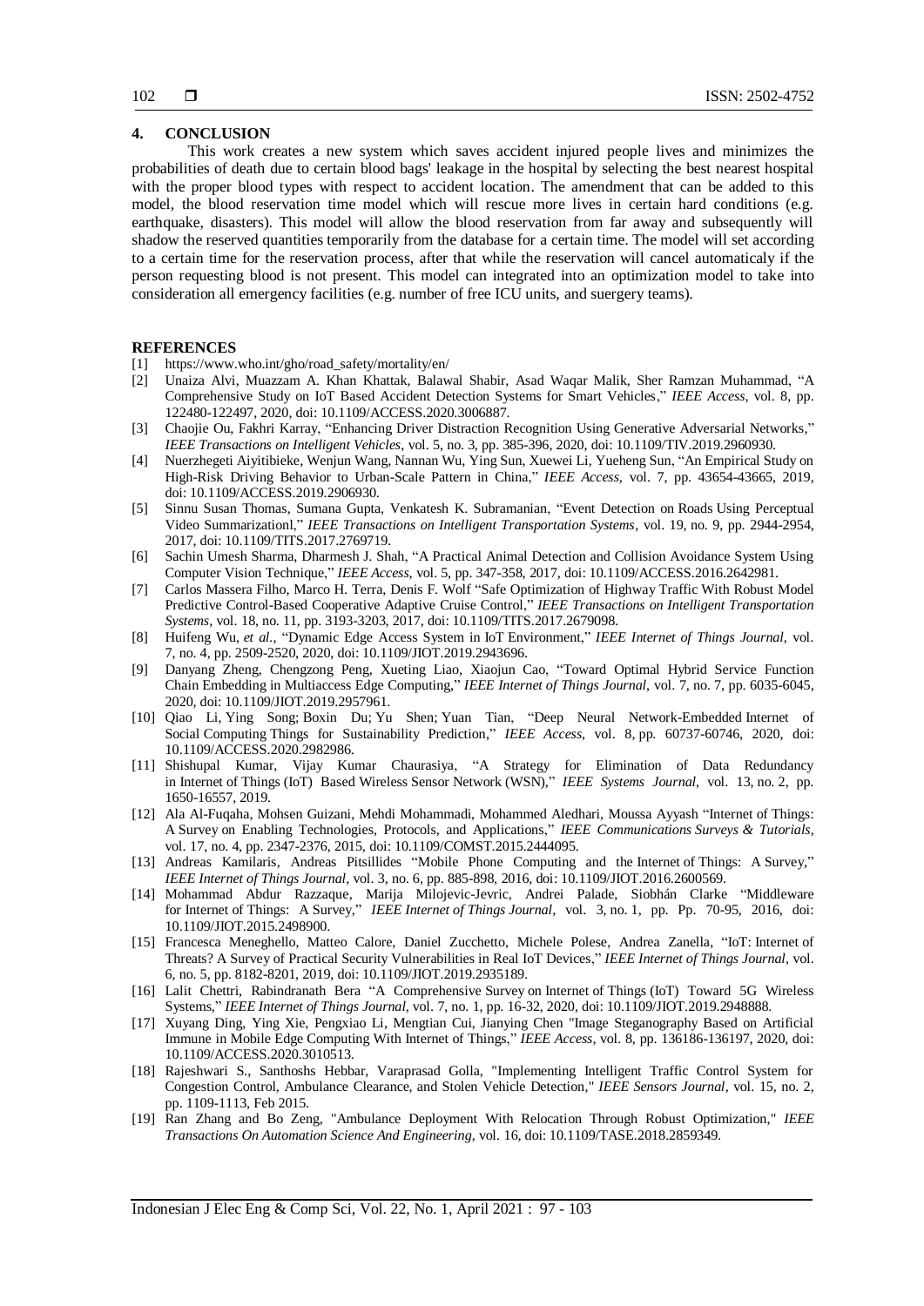## 4. CONCLUSION

This work creates a new system which saves accident injured people lives and minimizes the probabilities of death due to certain blood bags' leakage in the hospital by selecting the best nearest hospital with the proper blood types with respect to accident location. The amendment that can be added to this model, the blood reservation time model which will rescue more lives in certain hard conditions (e.g. earthquake, disasters). This model will allow the blood reservation from far away and subsequently will shadow the reserved quantities temporarily from the database for a certain time. The model will set according to a certain time for the reservation process, after that while the reservation will cancel automaticaly if the person requesting blood is not present. This model can integrated into an optimization model to take into consideration all emergency facilities (e.g. number of free ICU units, and suergery teams).

## REFERENCES

[1] https://www.who.int/gho/road_safety/mortality/en/

[2] Unaiza Alvi, Muazzam A. Khan Khattak, Balawal Shabir, Asad Waqar Malik, Sher Ramzan Muhammad, "A Comprehensive Study on IoT Based Accident Detection Systems for Smart Vehicles," *IEEE Access*, vol. 8, pp. 122480-122497, 2020, doi: 10.1109/ACCESS.2020.3006887.

[3] Chaojie Ou, Fakhri Karray, "Enhancing Driver Distraction Recognition Using Generative Adversarial Networks," *IEEE Transactions on Intelligent Vehicles*, vol. 5, no. 3, pp. 385-396, 2020, doi: 10.1109/TIV.2019.2960930.

[4] Nuerzhegeti Aiyitibieke, Wenjun Wang, Nannan Wu, Ying Sun, Xuewei Li, Yueheng Sun, "An Empirical Study on High-Risk Driving Behavior to Urban-Scale Pattern in China," *IEEE Access*, vol. 7, pp. 43654-43665, 2019, doi: 10.1109/ACCESS.2019.2906930.

[5] Sinnu Susan Thomas, Sumana Gupta, Venkatesh K. Subramanian, "Event Detection on Roads Using Perceptual Video Summarizationl," *IEEE Transactions on Intelligent Transportation Systems*, vol. 19, no. 9, pp. 2944-2954, 2017, doi: 10.1109/TITS.2017.2769719.

[6] Sachin Umesh Sharma, Dharmesh J. Shah, "A Practical Animal Detection and Collision Avoidance System Using Computer Vision Technique," *IEEE Access*, vol. 5, pp. 347-358, 2017, doi: 10.1109/ACCESS.2016.2642981.

[7] Carlos Massera Filho, Marco H. Terra, Denis F. Wolf "Safe Optimization of Highway Traffic With Robust Model Predictive Control-Based Cooperative Adaptive Cruise Control," *IEEE Transactions on Intelligent Transportation Systems*, vol. 18, no. 11, pp. 3193-3203, 2017, doi: 10.1109/TITS.2017.2679098.

[8] Huifeng Wu, *et al.*, "Dynamic Edge Access System in IoT Environment," *IEEE Internet of Things Journal*, vol. 7, no. 4, pp. 2509-2520, 2020, doi: 10.1109/JIOT.2019.2943696.

[9] Danyang Zheng, Chengzong Peng, Xueting Liao, Xiaojun Cao, "Toward Optimal Hybrid Service Function Chain Embedding in Multiaccess Edge Computing," *IEEE Internet of Things Journal*, vol. 7, no. 7, pp. 6035-6045, 2020, doi: 10.1109/JIOT.2019.2957961.

[10] Qiao Li, Ying Song; Boxin Du; Yu Shen; Yuan Tian, "Deep Neural Network-Embedded Internet of Social Computing Things for Sustainability Prediction," *IEEE Access*, vol. 8, pp. 60737-60746, 2020, doi: 10.1109/ACCESS.2020.2982986.

[11] Shishupal Kumar, Vijay Kumar Chaurasiya, "A Strategy for Elimination of Data Redundancy in Internet of Things (IoT) Based Wireless Sensor Network (WSN)," *IEEE Systems Journal*, vol. 13, no. 2, pp. 1650-16557, 2019.

[12] Ala Al-Fuqaha, Mohsen Guizani, Mehdi Mohammadi, Mohammed Aledhari, Moussa Ayyash "Internet of Things: A Survey on Enabling Technologies, Protocols, and Applications," *IEEE Communications Surveys & Tutorials*, vol. 17, no. 4, pp. 2347-2376, 2015, doi: 10.1109/COMST.2015.2444095.

[13] Andreas Kamilaris, Andreas Pitsillides "Mobile Phone Computing and the Internet of Things: A Survey," *IEEE Internet of Things Journal*, vol. 3, no. 6, pp. 885-898, 2016, doi: 10.1109/JIOT.2016.2600569.

[14] Mohammad Abdur Razzaque, Marija Milojevic-Jevric, Andrei Palade, Siobhán Clarke "Middleware for Internet of Things: A Survey," *IEEE Internet of Things Journal*, vol. 3, no. 1, pp. Pp. 70-95, 2016, doi: 10.1109/JIOT.2015.2498900.

[15] Francesca Meneghello, Matteo Calore, Daniel Zucchetto, Michele Polese, Andrea Zanella, "IoT: Internet of Threats? A Survey of Practical Security Vulnerabilities in Real IoT Devices," *IEEE Internet of Things Journal*, vol. 6, no. 5, pp. 8182-8201, 2019, doi: 10.1109/JIOT.2019.2935189.

[16] Lalit Chettri, Rabindranath Bera "A Comprehensive Survey on Internet of Things (IoT) Toward 5G Wireless Systems," *IEEE Internet of Things Journal*, vol. 7, no. 1, pp. 16-32, 2020, doi: 10.1109/JIOT.2019.2948888.

[17] Xuyang Ding, Ying Xie, Pengxiao Li, Mengtian Cui, Jianying Chen "Image Steganography Based on Artificial Immune in Mobile Edge Computing With Internet of Things," *IEEE Access*, vol. 8, pp. 136186-136197, 2020, doi: 10.1109/ACCESS.2020.3010513.

[18] Rajeshwari S., Santhoshs Hebbar, Varaprasad Golla, "Implementing Intelligent Traffic Control System for Congestion Control, Ambulance Clearance, and Stolen Vehicle Detection," *IEEE Sensors Journal*, vol. 15, no. 2, pp. 1109-1113, Feb 2015.

[19] Ran Zhang and Bo Zeng, "Ambulance Deployment With Relocation Through Robust Optimization," *IEEE Transactions On Automation Science And Engineering*, vol. 16, doi: 10.1109/TASE.2018.2859349.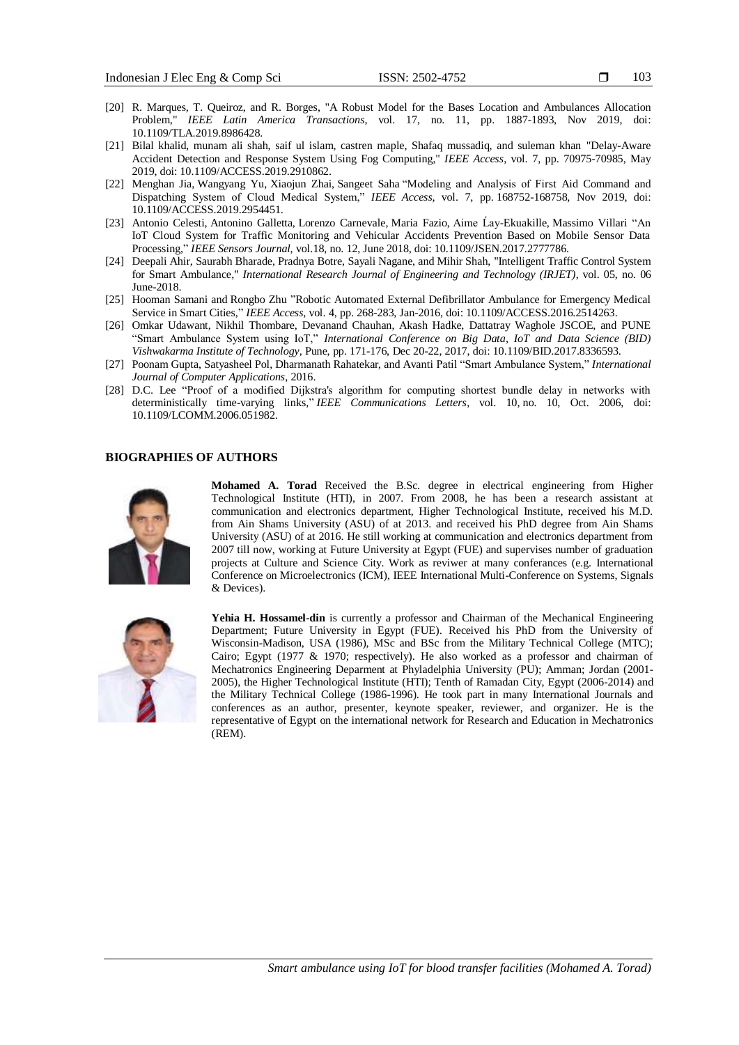[20] R. Marques, T. Queiroz, and R. Borges, "A Robust Model for the Bases Location and Ambulances Allocation Problem," *IEEE Latin America Transactions*, vol. 17, no. 11, pp. 1887-1893, Nov 2019, doi: 10.1109/TLA.2019.8986428.

[21] Bilal khalid, munam ali shah, saif ul islam, castren maple, Shafaq mussadiq, and suleman khan "Delay-Aware Accident Detection and Response System Using Fog Computing," *IEEE Access*, vol. 7, pp. 70975-70985, May 2019, doi: 10.1109/ACCESS.2019.2910862.

[22] Menghan Jia, Wangyang Yu, Xiaojun Zhai, Sangeet Saha "Modeling and Analysis of First Aid Command and Dispatching System of Cloud Medical System," *IEEE Access*, vol. 7, pp. 168752-168758, Nov 2019, doi: 10.1109/ACCESS.2019.2954451.

[23] Antonio Celesti, Antonino Galletta, Lorenzo Carnevale, Maria Fazio, Aime Ĺay-Ekuakille, Massimo Villari "An IoT Cloud System for Traffic Monitoring and Vehicular Accidents Prevention Based on Mobile Sensor Data Processing," *IEEE Sensors Journal*, vol.18, no. 12, June 2018, doi: 10.1109/JSEN.2017.2777786.

[24] Deepali Ahir, Saurabh Bharade, Pradnya Botre, Sayali Nagane, and Mihir Shah, "Intelligent Traffic Control System for Smart Ambulance," *International Research Journal of Engineering and Technology (IRJET)*, vol. 05, no. 06 June-2018.

[25] Hooman Samani and Rongbo Zhu "Robotic Automated External Defibrillator Ambulance for Emergency Medical Service in Smart Cities," *IEEE Access*, vol. 4, pp. 268-283, Jan-2016, doi: 10.1109/ACCESS.2016.2514263.

[26] Omkar Udawant, Nikhil Thombare, Devanand Chauhan, Akash Hadke, Dattatray Waghole JSCOE, and PUNE "Smart Ambulance System using IoT," *International Conference on Big Data, IoT and Data Science (BID) Vishwakarma Institute of Technology*, Pune, pp. 171-176, Dec 20-22, 2017, doi: 10.1109/BID.2017.8336593.

[27] Poonam Gupta, Satyasheel Pol, Dharmanath Rahatekar, and Avanti Patil "Smart Ambulance System," *International Journal of Computer Applications*, 2016.

[28] D.C. Lee "Proof of a modified Dijkstra's algorithm for computing shortest bundle delay in networks with deterministically time-varying links," *IEEE Communications Letters*, vol. 10, no. 10, Oct. 2006, doi: 10.1109/LCOMM.2006.051982.

## BIOGRAPHIES OF AUTHORS

**Mohamed A. Torad** Received the B.Sc. degree in electrical engineering from Higher Technological Institute (HTI), in 2007. From 2008, he has been a research assistant at communication and electronics department, Higher Technological Institute, received his M.D. from Ain Shams University (ASU) of at 2013. and received his PhD degree from Ain Shams University (ASU) of at 2016. He still working at communication and electronics department from 2007 till now, working at Future University at Egypt (FUE) and supervises number of graduation projects at Culture and Science City. Work as reviwer at many conferances (e.g. International Conference on Microelectronics (ICM), IEEE International Multi-Conference on Systems, Signals & Devices).

**Yehia H. Hossamel-din** is currently a professor and Chairman of the Mechanical Engineering Department; Future University in Egypt (FUE). Received his PhD from the University of Wisconsin-Madison, USA (1986), MSc and BSc from the Military Technical College (MTC); Cairo; Egypt (1977 & 1970; respectively). He also worked as a professor and chairman of Mechatronics Engineering Deparment at Phyladelphia University (PU); Amman; Jordan (2001-2005), the Higher Technological Institute (HTI); Tenth of Ramadan City, Egypt (2006-2014) and the Military Technical College (1986-1996). He took part in many International Journals and conferences as an author, presenter, keynote speaker, reviewer, and organizer. He is the representative of Egypt on the international network for Research and Education in Mechatronics (REM).